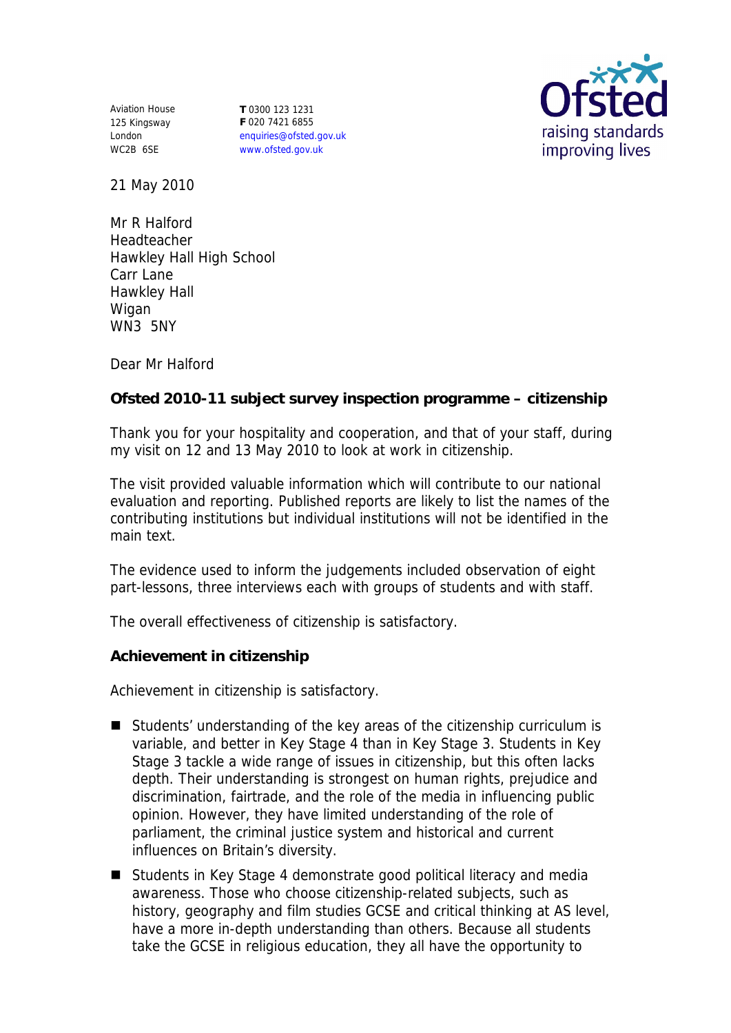Aviation House
125 Kingsway
London
WC2B 6SE

**T** 0300 123 1231
**F** 020 7421 6855
enquiries@ofsted.gov.uk
www.ofsted.gov.uk

21 May 2010

Mr R Halford
Headteacher
Hawkley Hall High School
Carr Lane
Hawkley Hall
Wigan
WN3 5NY

Dear Mr Halford

**Ofsted 2010-11 subject survey inspection programme – citizenship**

Thank you for your hospitality and cooperation, and that of your staff, during my visit on 12 and 13 May 2010 to look at work in citizenship.

The visit provided valuable information which will contribute to our national evaluation and reporting. Published reports are likely to list the names of the contributing institutions but individual institutions will not be identified in the main text.

The evidence used to inform the judgements included observation of eight part-lessons, three interviews each with groups of students and with staff.

The overall effectiveness of citizenship is satisfactory.

**Achievement in citizenship**

Achievement in citizenship is satisfactory.

- Students' understanding of the key areas of the citizenship curriculum is variable, and better in Key Stage 4 than in Key Stage 3. Students in Key Stage 3 tackle a wide range of issues in citizenship, but this often lacks depth. Their understanding is strongest on human rights, prejudice and discrimination, fairtrade, and the role of the media in influencing public opinion. However, they have limited understanding of the role of parliament, the criminal justice system and historical and current influences on Britain's diversity.
- Students in Key Stage 4 demonstrate good political literacy and media awareness. Those who choose citizenship-related subjects, such as history, geography and film studies GCSE and critical thinking at AS level, have a more in-depth understanding than others. Because all students take the GCSE in religious education, they all have the opportunity to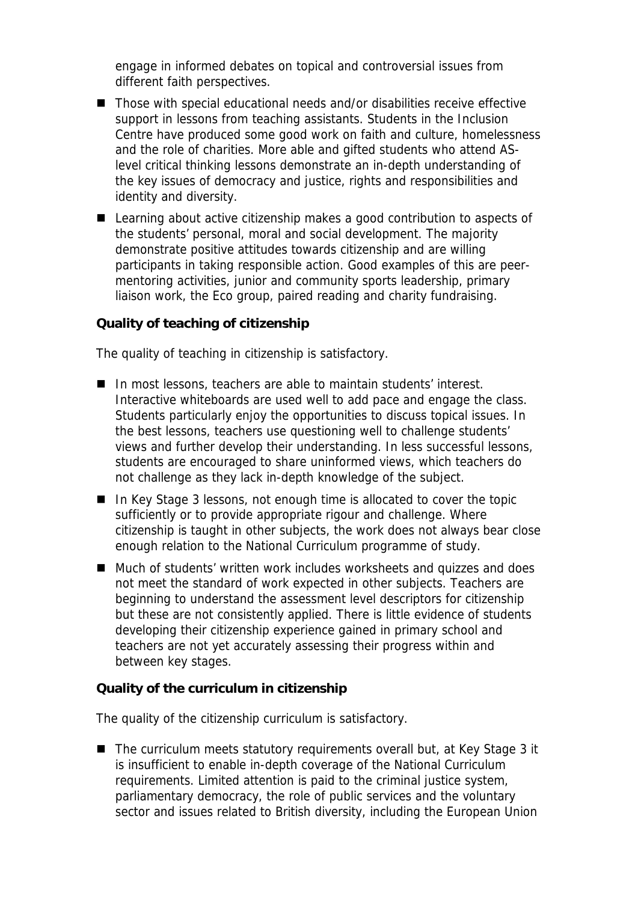engage in informed debates on topical and controversial issues from different faith perspectives.

- Those with special educational needs and/or disabilities receive effective support in lessons from teaching assistants. Students in the Inclusion Centre have produced some good work on faith and culture, homelessness and the role of charities. More able and gifted students who attend AS-level critical thinking lessons demonstrate an in-depth understanding of the key issues of democracy and justice, rights and responsibilities and identity and diversity.
- Learning about active citizenship makes a good contribution to aspects of the students' personal, moral and social development. The majority demonstrate positive attitudes towards citizenship and are willing participants in taking responsible action. Good examples of this are peer-mentoring activities, junior and community sports leadership, primary liaison work, the Eco group, paired reading and charity fundraising.

**Quality of teaching of citizenship**

The quality of teaching in citizenship is satisfactory.

- In most lessons, teachers are able to maintain students' interest. Interactive whiteboards are used well to add pace and engage the class. Students particularly enjoy the opportunities to discuss topical issues. In the best lessons, teachers use questioning well to challenge students' views and further develop their understanding. In less successful lessons, students are encouraged to share uninformed views, which teachers do not challenge as they lack in-depth knowledge of the subject.
- In Key Stage 3 lessons, not enough time is allocated to cover the topic sufficiently or to provide appropriate rigour and challenge. Where citizenship is taught in other subjects, the work does not always bear close enough relation to the National Curriculum programme of study.
- Much of students' written work includes worksheets and quizzes and does not meet the standard of work expected in other subjects. Teachers are beginning to understand the assessment level descriptors for citizenship but these are not consistently applied. There is little evidence of students developing their citizenship experience gained in primary school and teachers are not yet accurately assessing their progress within and between key stages.

**Quality of the curriculum in citizenship**

The quality of the citizenship curriculum is satisfactory.

- The curriculum meets statutory requirements overall but, at Key Stage 3 it is insufficient to enable in-depth coverage of the National Curriculum requirements. Limited attention is paid to the criminal justice system, parliamentary democracy, the role of public services and the voluntary sector and issues related to British diversity, including the European Union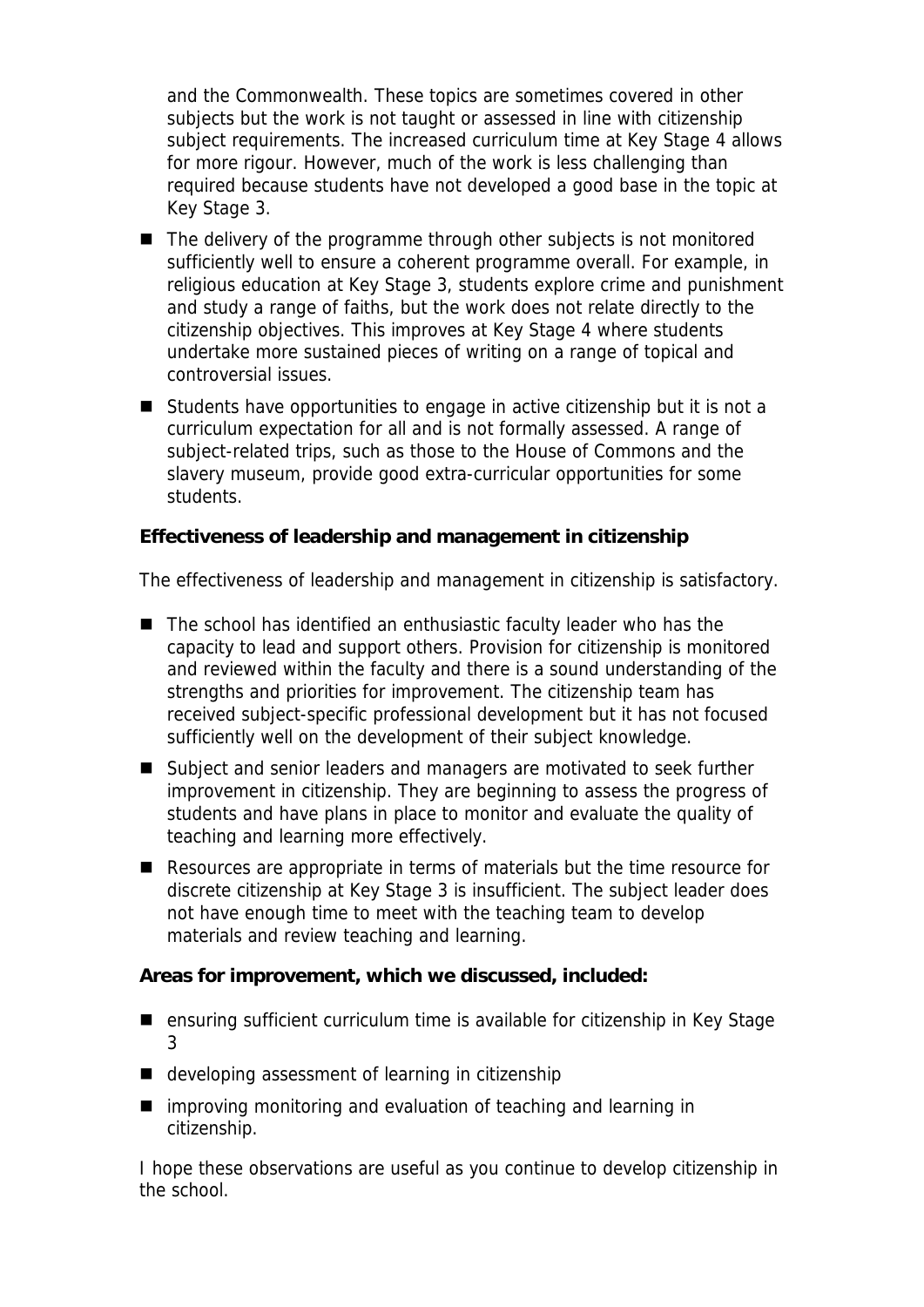and the Commonwealth. These topics are sometimes covered in other subjects but the work is not taught or assessed in line with citizenship subject requirements. The increased curriculum time at Key Stage 4 allows for more rigour. However, much of the work is less challenging than required because students have not developed a good base in the topic at Key Stage 3.

- The delivery of the programme through other subjects is not monitored sufficiently well to ensure a coherent programme overall. For example, in religious education at Key Stage 3, students explore crime and punishment and study a range of faiths, but the work does not relate directly to the citizenship objectives. This improves at Key Stage 4 where students undertake more sustained pieces of writing on a range of topical and controversial issues.
- Students have opportunities to engage in active citizenship but it is not a curriculum expectation for all and is not formally assessed. A range of subject-related trips, such as those to the House of Commons and the slavery museum, provide good extra-curricular opportunities for some students.

**Effectiveness of leadership and management in citizenship**

The effectiveness of leadership and management in citizenship is satisfactory.

- The school has identified an enthusiastic faculty leader who has the capacity to lead and support others. Provision for citizenship is monitored and reviewed within the faculty and there is a sound understanding of the strengths and priorities for improvement. The citizenship team has received subject-specific professional development but it has not focused sufficiently well on the development of their subject knowledge.
- Subject and senior leaders and managers are motivated to seek further improvement in citizenship. They are beginning to assess the progress of students and have plans in place to monitor and evaluate the quality of teaching and learning more effectively.
- Resources are appropriate in terms of materials but the time resource for discrete citizenship at Key Stage 3 is insufficient. The subject leader does not have enough time to meet with the teaching team to develop materials and review teaching and learning.

**Areas for improvement, which we discussed, included:**

- ensuring sufficient curriculum time is available for citizenship in Key Stage 3
- developing assessment of learning in citizenship
- improving monitoring and evaluation of teaching and learning in citizenship.

I hope these observations are useful as you continue to develop citizenship in the school.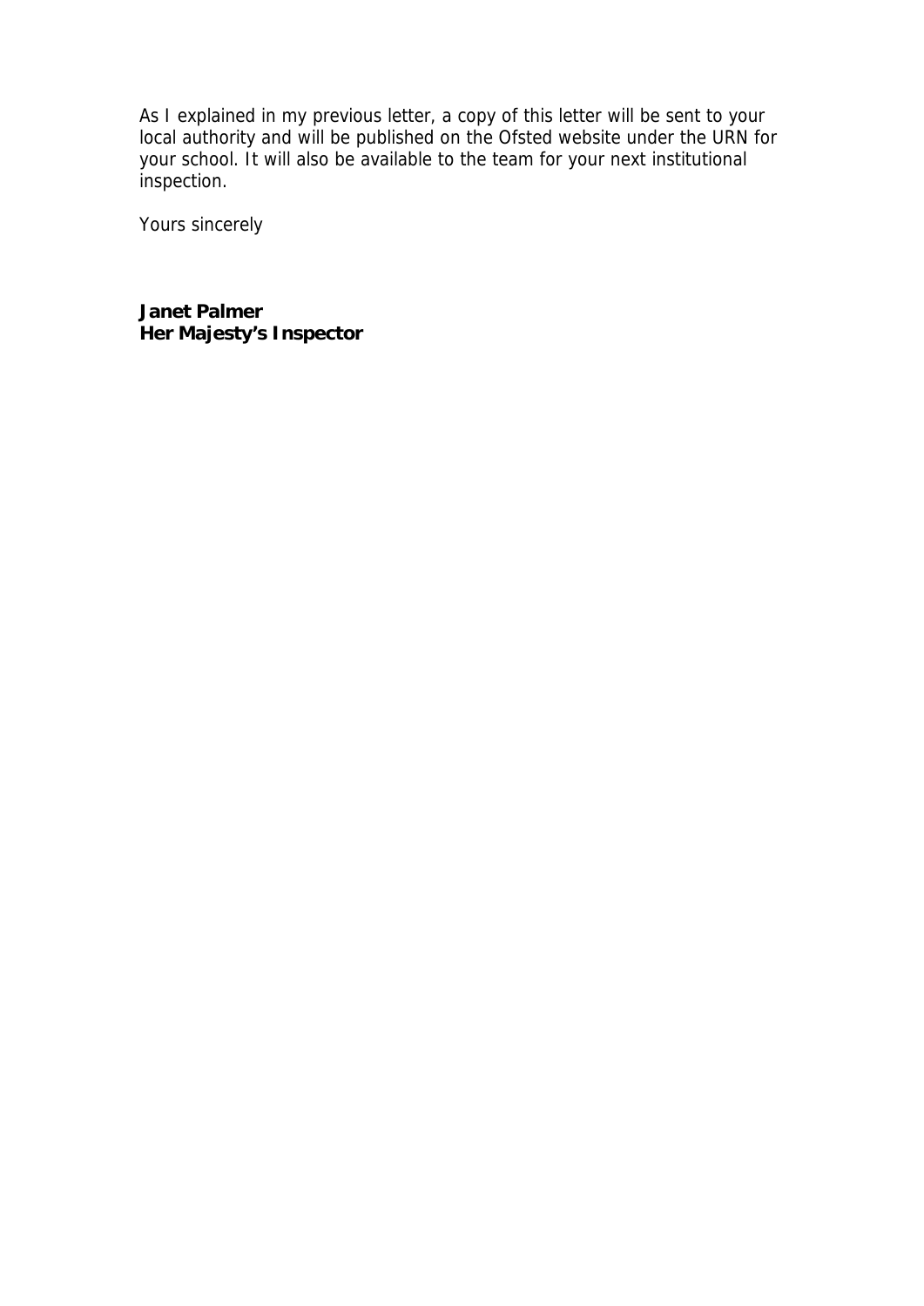As I explained in my previous letter, a copy of this letter will be sent to your local authority and will be published on the Ofsted website under the URN for your school. It will also be available to the team for your next institutional inspection.

Yours sincerely

**Janet Palmer**
**Her Majesty's Inspector**